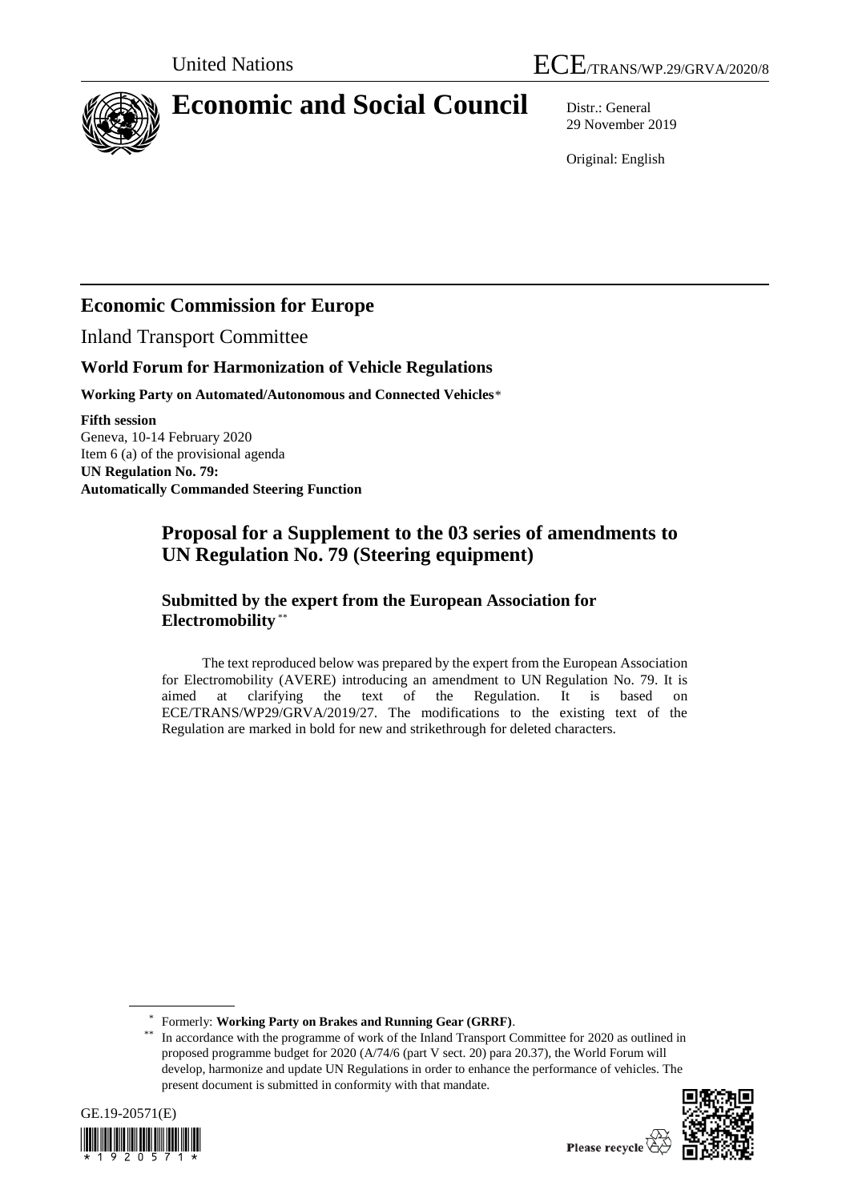United Nations ECE/TRANS/WP.29/GRVA/2020/8

# Economic and Social Council

Distr.: General
29 November 2019

Original: English

## Economic Commission for Europe

Inland Transport Committee

### World Forum for Harmonization of Vehicle Regulations

**Working Party on Automated/Autonomous and Connected Vehicles***

**Fifth session**
Geneva, 10-14 February 2020
Item 6 (a) of the provisional agenda
**UN Regulation No. 79:**
**Automatically Commanded Steering Function**

## Proposal for a Supplement to the 03 series of amendments to UN Regulation No. 79 (Steering equipment)

### Submitted by the expert from the European Association for Electromobility**

The text reproduced below was prepared by the expert from the European Association for Electromobility (AVERE) introducing an amendment to UN Regulation No. 79. It is aimed at clarifying the text of the Regulation. It is based on ECE/TRANS/WP29/GRVA/2019/27. The modifications to the existing text of the Regulation are marked in bold for new and strikethrough for deleted characters.

* Formerly: **Working Party on Brakes and Running Gear (GRRF)**.

** In accordance with the programme of work of the Inland Transport Committee for 2020 as outlined in proposed programme budget for 2020 (A/74/6 (part V sect. 20) para 20.37), the World Forum will develop, harmonize and update UN Regulations in order to enhance the performance of vehicles. The present document is submitted in conformity with that mandate.

GE.19-20571(E)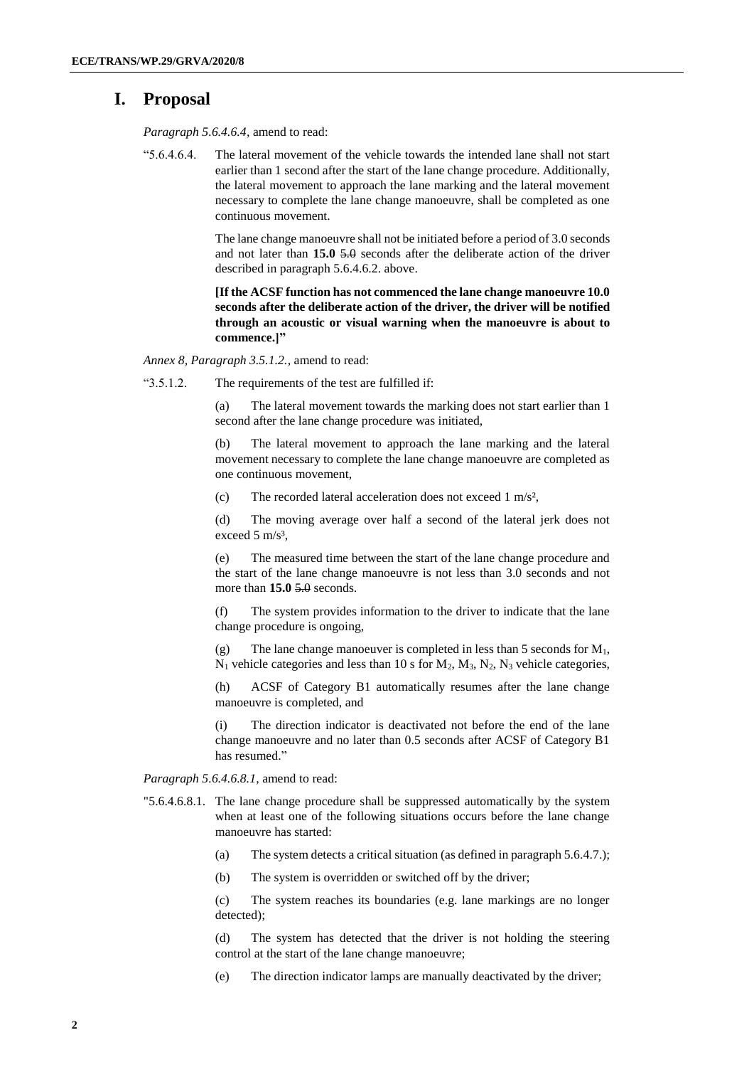# I. Proposal

*Paragraph 5.6.4.6.4,* amend to read:

"5.6.4.6.4. The lateral movement of the vehicle towards the intended lane shall not start earlier than 1 second after the start of the lane change procedure. Additionally, the lateral movement to approach the lane marking and the lateral movement necessary to complete the lane change manoeuvre, shall be completed as one continuous movement.

The lane change manoeuvre shall not be initiated before a period of 3.0 seconds and not later than **15.0** ~~5.0~~ seconds after the deliberate action of the driver described in paragraph 5.6.4.6.2. above.

**[If the ACSF function has not commenced the lane change manoeuvre 10.0 seconds after the deliberate action of the driver, the driver will be notified through an acoustic or visual warning when the manoeuvre is about to commence.]"**

*Annex 8, Paragraph 3.5.1.2.,* amend to read:

"3.5.1.2. The requirements of the test are fulfilled if:

(a) The lateral movement towards the marking does not start earlier than 1 second after the lane change procedure was initiated,

(b) The lateral movement to approach the lane marking and the lateral movement necessary to complete the lane change manoeuvre are completed as one continuous movement,

(c) The recorded lateral acceleration does not exceed 1 $m/s^2$,

(d) The moving average over half a second of the lateral jerk does not exceed 5 $m/s^3$,

(e) The measured time between the start of the lane change procedure and the start of the lane change manoeuvre is not less than 3.0 seconds and not more than **15.0** ~~5.0~~ seconds.

(f) The system provides information to the driver to indicate that the lane change procedure is ongoing,

(g) The lane change manoeuver is completed in less than 5 seconds for $M_1$, $N_1$ vehicle categories and less than 10 s for $M_2$, $M_3$, $N_2$, $N_3$ vehicle categories,

(h) ACSF of Category B1 automatically resumes after the lane change manoeuvre is completed, and

(i) The direction indicator is deactivated not before the end of the lane change manoeuvre and no later than 0.5 seconds after ACSF of Category B1 has resumed."

*Paragraph 5.6.4.6.8.1,* amend to read:

"5.6.4.6.8.1. The lane change procedure shall be suppressed automatically by the system when at least one of the following situations occurs before the lane change manoeuvre has started:

(a) The system detects a critical situation (as defined in paragraph 5.6.4.7.);

(b) The system is overridden or switched off by the driver;

(c) The system reaches its boundaries (e.g. lane markings are no longer detected);

(d) The system has detected that the driver is not holding the steering control at the start of the lane change manoeuvre;

(e) The direction indicator lamps are manually deactivated by the driver;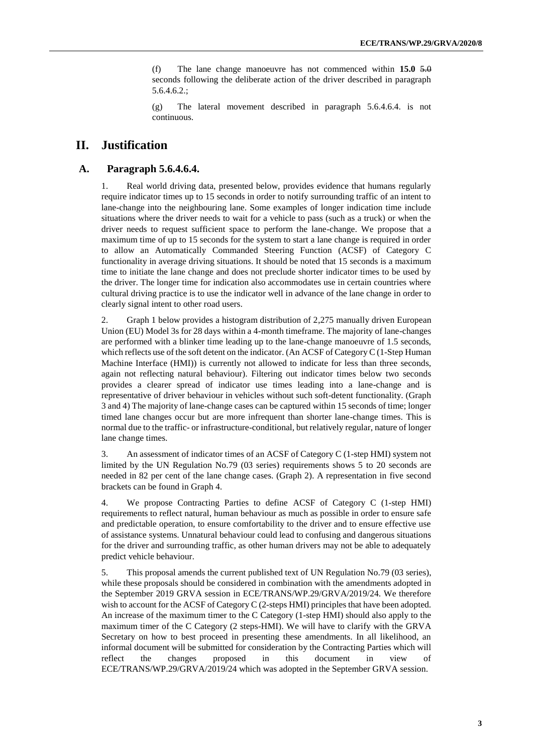(f) The lane change manoeuvre has not commenced within **15.0** ~~5.0~~ seconds following the deliberate action of the driver described in paragraph 5.6.4.6.2.;

(g) The lateral movement described in paragraph 5.6.4.6.4. is not continuous.

# II. Justification

## A. Paragraph 5.6.4.6.4.

1. Real world driving data, presented below, provides evidence that humans regularly require indicator times up to 15 seconds in order to notify surrounding traffic of an intent to lane-change into the neighbouring lane. Some examples of longer indication time include situations where the driver needs to wait for a vehicle to pass (such as a truck) or when the driver needs to request sufficient space to perform the lane-change. We propose that a maximum time of up to 15 seconds for the system to start a lane change is required in order to allow an Automatically Commanded Steering Function (ACSF) of Category C functionality in average driving situations. It should be noted that 15 seconds is a maximum time to initiate the lane change and does not preclude shorter indicator times to be used by the driver. The longer time for indication also accommodates use in certain countries where cultural driving practice is to use the indicator well in advance of the lane change in order to clearly signal intent to other road users.

2. Graph 1 below provides a histogram distribution of 2,275 manually driven European Union (EU) Model 3s for 28 days within a 4-month timeframe. The majority of lane-changes are performed with a blinker time leading up to the lane-change manoeuvre of 1.5 seconds, which reflects use of the soft detent on the indicator. (An ACSF of Category C (1-Step Human Machine Interface (HMI)) is currently not allowed to indicate for less than three seconds, again not reflecting natural behaviour). Filtering out indicator times below two seconds provides a clearer spread of indicator use times leading into a lane-change and is representative of driver behaviour in vehicles without such soft-detent functionality. (Graph 3 and 4) The majority of lane-change cases can be captured within 15 seconds of time; longer timed lane changes occur but are more infrequent than shorter lane-change times. This is normal due to the traffic- or infrastructure-conditional, but relatively regular, nature of longer lane change times.

3. An assessment of indicator times of an ACSF of Category C (1-step HMI) system not limited by the UN Regulation No.79 (03 series) requirements shows 5 to 20 seconds are needed in 82 per cent of the lane change cases. (Graph 2). A representation in five second brackets can be found in Graph 4.

4. We propose Contracting Parties to define ACSF of Category C (1-step HMI) requirements to reflect natural, human behaviour as much as possible in order to ensure safe and predictable operation, to ensure comfortability to the driver and to ensure effective use of assistance systems. Unnatural behaviour could lead to confusing and dangerous situations for the driver and surrounding traffic, as other human drivers may not be able to adequately predict vehicle behaviour.

5. This proposal amends the current published text of UN Regulation No.79 (03 series), while these proposals should be considered in combination with the amendments adopted in the September 2019 GRVA session in ECE/TRANS/WP.29/GRVA/2019/24. We therefore wish to account for the ACSF of Category C (2-steps HMI) principles that have been adopted. An increase of the maximum timer to the C Category (1-step HMI) should also apply to the maximum timer of the C Category (2 steps-HMI). We will have to clarify with the GRVA Secretary on how to best proceed in presenting these amendments. In all likelihood, an informal document will be submitted for consideration by the Contracting Parties which will reflect the changes proposed in this document in view of ECE/TRANS/WP.29/GRVA/2019/24 which was adopted in the September GRVA session.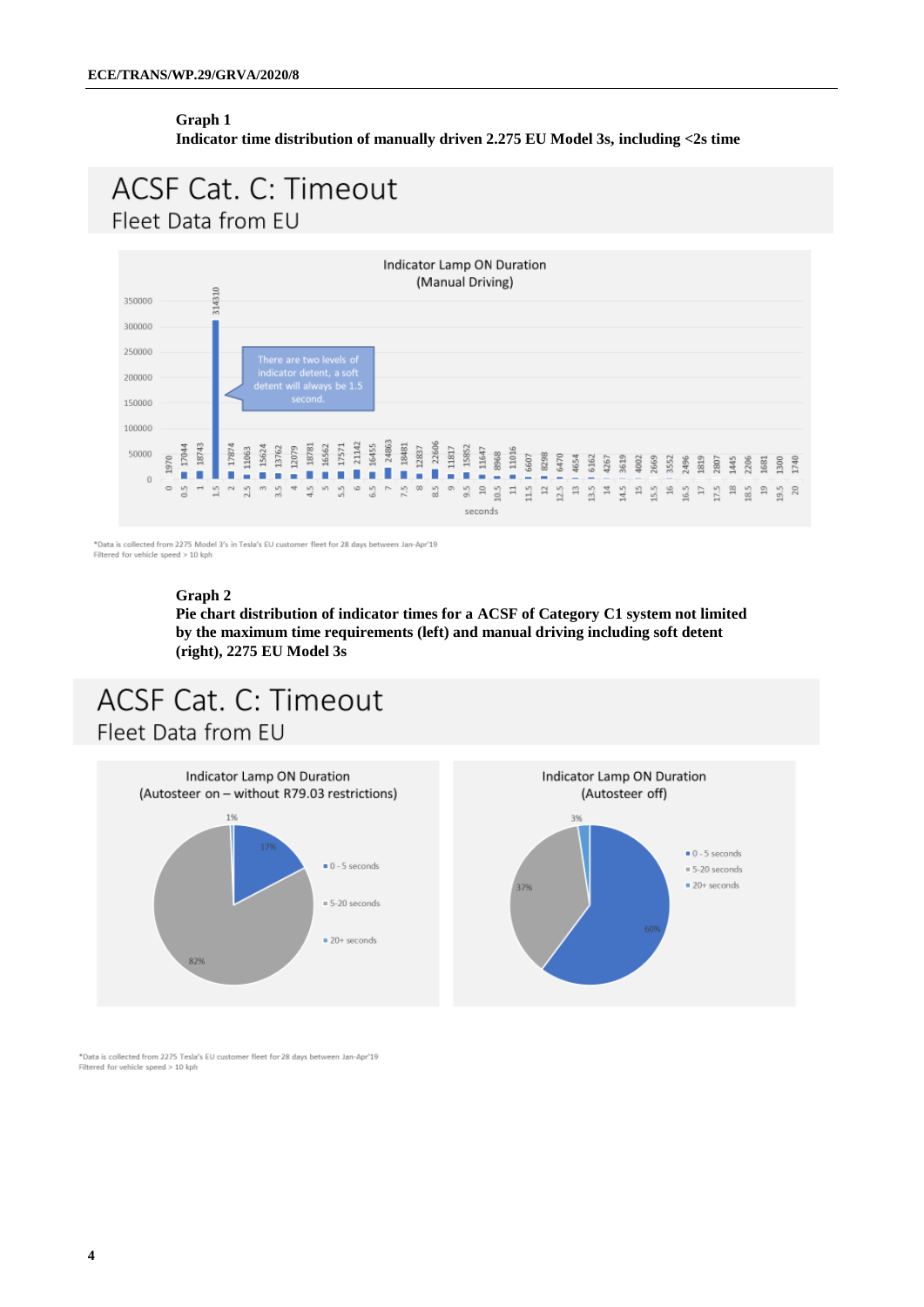**Graph 1**
**Indicator time distribution of manually driven 2.275 EU Model 3s, including <2s time**

## ACSF Cat. C: Timeout

Fleet Data from EU

Indicator Lamp ON Duration
(Manual Driving)

There are two levels of indicator detent, a soft detent will always be 1.5 second.

| seconds | 0 | 0.5 | 1 | 1.5 | 2 | 2.5 | 3 | 3.5 | 4 | 4.5 | 5 | 5.5 | 6 | 6.5 | 7 | 7.5 | 8 | 8.5 | 9 | 9.5 | 10 |
|---|---|---|---|---|---|---|---|---|---|---|---|---|---|---|---|---|---|---|---|---|---|
| count | 1970 | 17044 | 18743 | 314310 | 17874 | 11063 | 15624 | 13762 | 12079 | 18781 | 16562 | 17571 | 21142 | 16455 | 24863 | 18481 | 12837 | 22606 | 11817 | 15852 | 11647 |

| seconds | 10.5 | 11 | 11.5 | 12 | 12.5 | 13 | 13.5 | 14 | 14.5 | 15 | 15.5 | 16 | 16.5 | 17 | 17.5 | 18 | 18.5 | 19 | 19.5 | 20 |
|---|---|---|---|---|---|---|---|---|---|---|---|---|---|---|---|---|---|---|---|---|
| count | 8968 | 11016 | 6607 | 8298 | 6470 | 4654 | 6162 | 4267 | 3619 | 4002 | 2669 | 3552 | 2496 | 1819 | 2807 | 1445 | 2206 | 1681 | 1300 | 1740 |

*Data is collected from 2275 Model 3's in Tesla's EU customer fleet for 28 days between Jan-Apr'19
Filtered for vehicle speed > 10 kph

**Graph 2**
**Pie chart distribution of indicator times for a ACSF of Category C1 system not limited by the maximum time requirements (left) and manual driving including soft detent (right), 2275 EU Model 3s**

## ACSF Cat. C: Timeout

Fleet Data from EU

| Indicator Lamp ON Duration | Autosteer on – without R79.03 restrictions | Autosteer off |
|---|---|---|
| 0 - 5 seconds | 17% | 60% |
| 5-20 seconds | 82% | 37% |
| 20+ seconds | 1% | 3% |

*Data is collected from 2275 Tesla's EU customer fleet for 28 days between Jan-Apr'19
Filtered for vehicle speed > 10 kph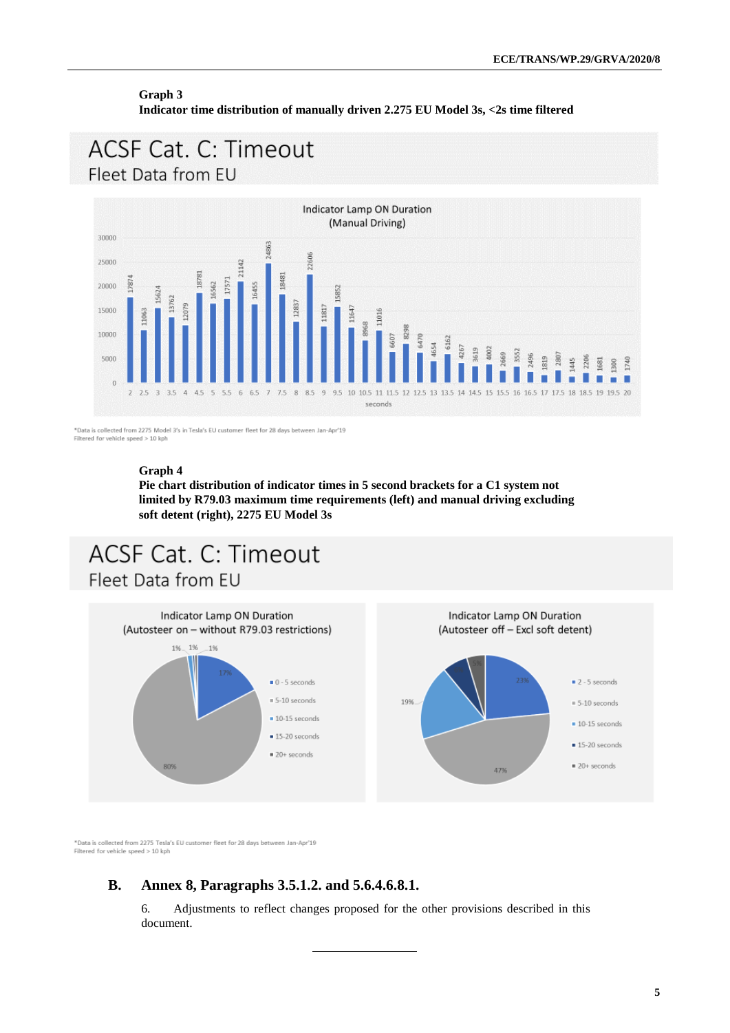**Graph 3**

**Indicator time distribution of manually driven 2.275 EU Model 3s, <2s time filtered**

ACSF Cat. C: Timeout

Fleet Data from EU

Indicator Lamp ON Duration
(Manual Driving)

30000
25000
20000
15000
10000
5000
0

17874 11063 15624 13762 12079 18781 16562 17571 21142 16455 24863 18481 12837 22606 11817 15852 11647 8968 11016 6607 8298 6470 4654 6162 4267 3619 4002 2669 3552 2496 1819 2887 1445 2206 1681 1300 1740

2 2.5 3 3.5 4 4.5 5 5.5 6 6.5 7 7.5 8 8.5 9 9.5 10 10.5 11 11.5 12 12.5 13 13.5 14 14.5 15 15.5 16 16.5 17 17.5 18 18.5 19 19.5 20

seconds

*Data is collected from 2275 Model 3's in Tesla's EU customer fleet for 28 days between Jan-Apr'19
Filtered for vehicle speed > 10 kph

**Graph 4**

**Pie chart distribution of indicator times in 5 second brackets for a C1 system not limited by R79.03 maximum time requirements (left) and manual driving excluding soft detent (right), 2275 EU Model 3s**

ACSF Cat. C: Timeout

Fleet Data from EU

Indicator Lamp ON Duration
(Autosteer on – without R79.03 restrictions)

1% 1% 1%
17%
80%

0 - 5 seconds
5-10 seconds
10-15 seconds
15-20 seconds
20+ seconds

Indicator Lamp ON Duration
(Autosteer off – Excl soft detent)

23%
47%
19%
5%
5%

2 - 5 seconds
5-10 seconds
10-15 seconds
15-20 seconds
20+ seconds

*Data is collected from 2275 Tesla's EU customer fleet for 28 days between Jan-Apr'19
Filtered for vehicle speed > 10 kph

## B. Annex 8, Paragraphs 3.5.1.2. and 5.6.4.6.8.1.

6. Adjustments to reflect changes proposed for the other provisions described in this document.